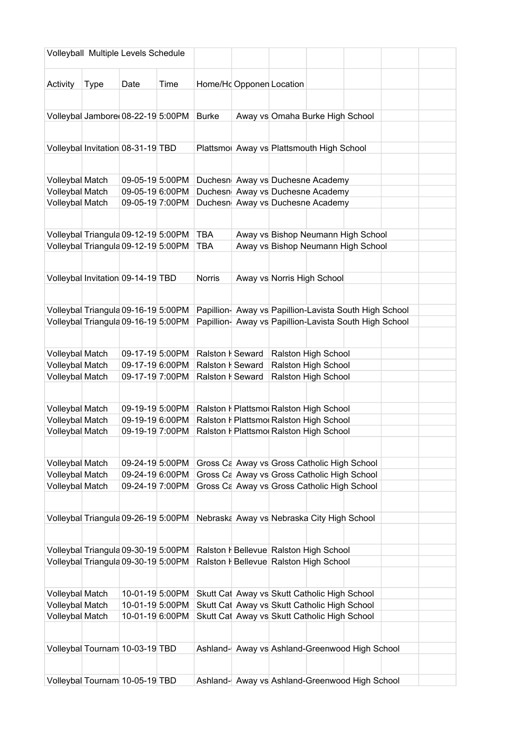Volleyball Multiple Levels Schedule

| Activity | Type | Date | Time | Home/Hc | Opponen | Location |
|---|---|---|---|---|---|---|
| | | | | | | |
| Volleybal | Jambore | 08-22-19 | 5:00PM | Burke | Away vs | Omaha Burke High School |
| | | | | | | |
| Volleybal | Invitation | 08-31-19 | TBD | Plattsmo | Away vs | Plattsmouth High School |
| | | | | | | |
| Volleybal | Match | 09-05-19 | 5:00PM | Duchesn | Away vs | Duchesne Academy |
| Volleybal | Match | 09-05-19 | 6:00PM | Duchesn | Away vs | Duchesne Academy |
| Volleybal | Match | 09-05-19 | 7:00PM | Duchesn | Away vs | Duchesne Academy |
| | | | | | | |
| Volleybal | Triangula | 09-12-19 | 5:00PM | TBA | Away vs | Bishop Neumann High School |
| Volleybal | Triangula | 09-12-19 | 5:00PM | TBA | Away vs | Bishop Neumann High School |
| | | | | | | |
| Volleybal | Invitation | 09-14-19 | TBD | Norris | Away vs | Norris High School |
| | | | | | | |
| Volleybal | Triangula | 09-16-19 | 5:00PM | Papillion- | Away vs | Papillion-Lavista South High School |
| Volleybal | Triangula | 09-16-19 | 5:00PM | Papillion- | Away vs | Papillion-Lavista South High School |
| | | | | | | |
| Volleybal | Match | 09-17-19 | 5:00PM | Ralston H | Seward | Ralston High School |
| Volleybal | Match | 09-17-19 | 6:00PM | Ralston H | Seward | Ralston High School |
| Volleybal | Match | 09-17-19 | 7:00PM | Ralston H | Seward | Ralston High School |
| | | | | | | |
| Volleybal | Match | 09-19-19 | 5:00PM | Ralston H | Plattsmo | Ralston High School |
| Volleybal | Match | 09-19-19 | 6:00PM | Ralston H | Plattsmo | Ralston High School |
| Volleybal | Match | 09-19-19 | 7:00PM | Ralston H | Plattsmo | Ralston High School |
| | | | | | | |
| Volleybal | Match | 09-24-19 | 5:00PM | Gross Ca | Away vs | Gross Catholic High School |
| Volleybal | Match | 09-24-19 | 6:00PM | Gross Ca | Away vs | Gross Catholic High School |
| Volleybal | Match | 09-24-19 | 7:00PM | Gross Ca | Away vs | Gross Catholic High School |
| | | | | | | |
| Volleybal | Triangula | 09-26-19 | 5:00PM | Nebraska | Away vs | Nebraska City High School |
| | | | | | | |
| Volleybal | Triangula | 09-30-19 | 5:00PM | Ralston H | Bellevue | Ralston High School |
| Volleybal | Triangula | 09-30-19 | 5:00PM | Ralston H | Bellevue | Ralston High School |
| | | | | | | |
| Volleybal | Match | 10-01-19 | 5:00PM | Skutt Cat | Away vs | Skutt Catholic High School |
| Volleybal | Match | 10-01-19 | 5:00PM | Skutt Cat | Away vs | Skutt Catholic High School |
| Volleybal | Match | 10-01-19 | 6:00PM | Skutt Cat | Away vs | Skutt Catholic High School |
| | | | | | | |
| Volleybal | Tournam | 10-03-19 | TBD | Ashland- | Away vs | Ashland-Greenwood High School |
| | | | | | | |
| Volleybal | Tournam | 10-05-19 | TBD | Ashland- | Away vs | Ashland-Greenwood High School |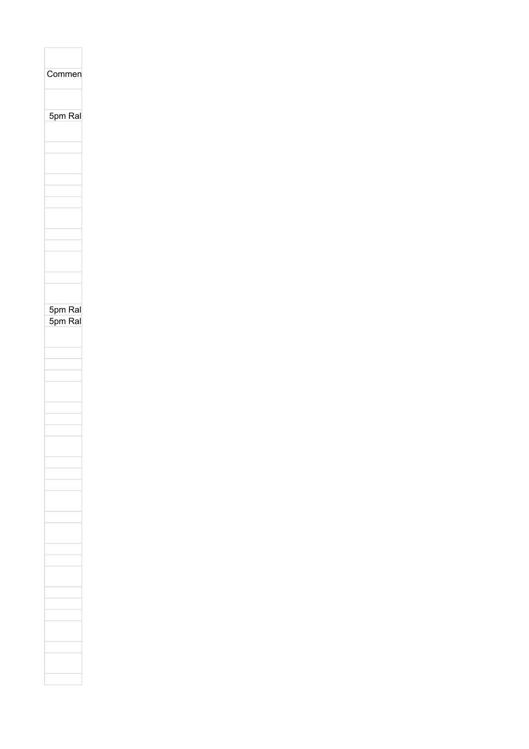| |
|---|
| Commen |
| |
| 5pm Ral |
| |
| |
| |
| |
| |
| |
| |
| |
| |
| |
| |
| |
| 5pm Ral |
| 5pm Ral |
| |
| |
| |
| |
| |
| |
| |
| |
| |
| |
| |
| |
| |
| |
| |
| |
| |
| |
| |
| |
| |
| |
| |
| |
| |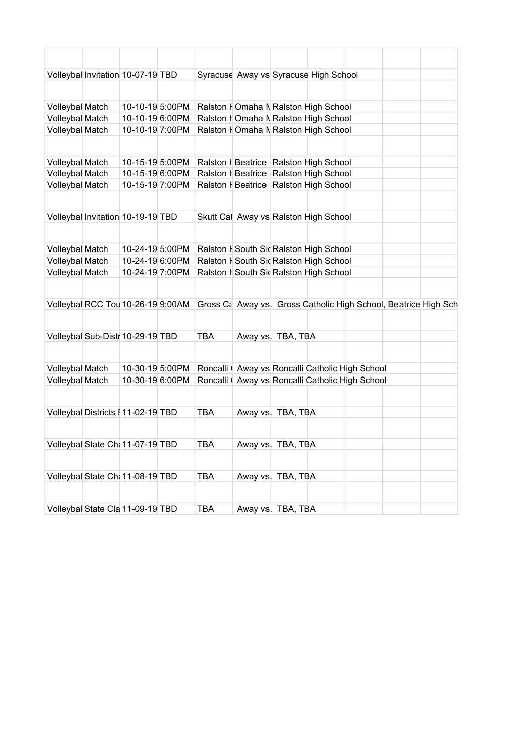| | | | | | | | | | | |
|---|---|---|---|---|---|---|---|---|---|---|
| | | | | | | | | | | |
| Volleybal | Invitation | 10-07-19 | TBD | Syracuse | Away vs | Syracuse High School | | | | |
| | | | | | | | | | | |
| Volleybal | Match | 10-10-19 | 5:00PM | Ralston H | Omaha M | Ralston High School | | | | |
| Volleybal | Match | 10-10-19 | 6:00PM | Ralston H | Omaha M | Ralston High School | | | | |
| Volleybal | Match | 10-10-19 | 7:00PM | Ralston H | Omaha M | Ralston High School | | | | |
| | | | | | | | | | | |
| Volleybal | Match | 10-15-19 | 5:00PM | Ralston H | Beatrice | Ralston High School | | | | |
| Volleybal | Match | 10-15-19 | 6:00PM | Ralston H | Beatrice | Ralston High School | | | | |
| Volleybal | Match | 10-15-19 | 7:00PM | Ralston H | Beatrice | Ralston High School | | | | |
| | | | | | | | | | | |
| Volleybal | Invitation | 10-19-19 | TBD | Skutt Cat | Away vs | Ralston High School | | | | |
| | | | | | | | | | | |
| Volleybal | Match | 10-24-19 | 5:00PM | Ralston H | South Sic | Ralston High School | | | | |
| Volleybal | Match | 10-24-19 | 6:00PM | Ralston H | South Sic | Ralston High School | | | | |
| Volleybal | Match | 10-24-19 | 7:00PM | Ralston H | South Sic | Ralston High School | | | | |
| | | | | | | | | | | |
| Volleybal | RCC Tou | 10-26-19 | 9:00AM | Gross Ca | Away vs. | Gross Catholic High School, Beatrice High Sch | | | | |
| | | | | | | | | | | |
| Volleybal | Sub-Distr | 10-29-19 | TBD | TBA | Away vs. | TBA, TBA | | | | |
| | | | | | | | | | | |
| Volleybal | Match | 10-30-19 | 5:00PM | Roncalli ( | Away vs | Roncalli Catholic High School | | | | |
| Volleybal | Match | 10-30-19 | 6:00PM | Roncalli ( | Away vs | Roncalli Catholic High School | | | | |
| | | | | | | | | | | |
| Volleybal | Districts I | 11-02-19 | TBD | TBA | Away vs. | TBA, TBA | | | | |
| | | | | | | | | | | |
| Volleybal | State Ch: | 11-07-19 | TBD | TBA | Away vs. | TBA, TBA | | | | |
| | | | | | | | | | | |
| Volleybal | State Ch: | 11-08-19 | TBD | TBA | Away vs. | TBA, TBA | | | | |
| | | | | | | | | | | |
| Volleybal | State Cla | 11-09-19 | TBD | TBA | Away vs. | TBA, TBA | | | | |